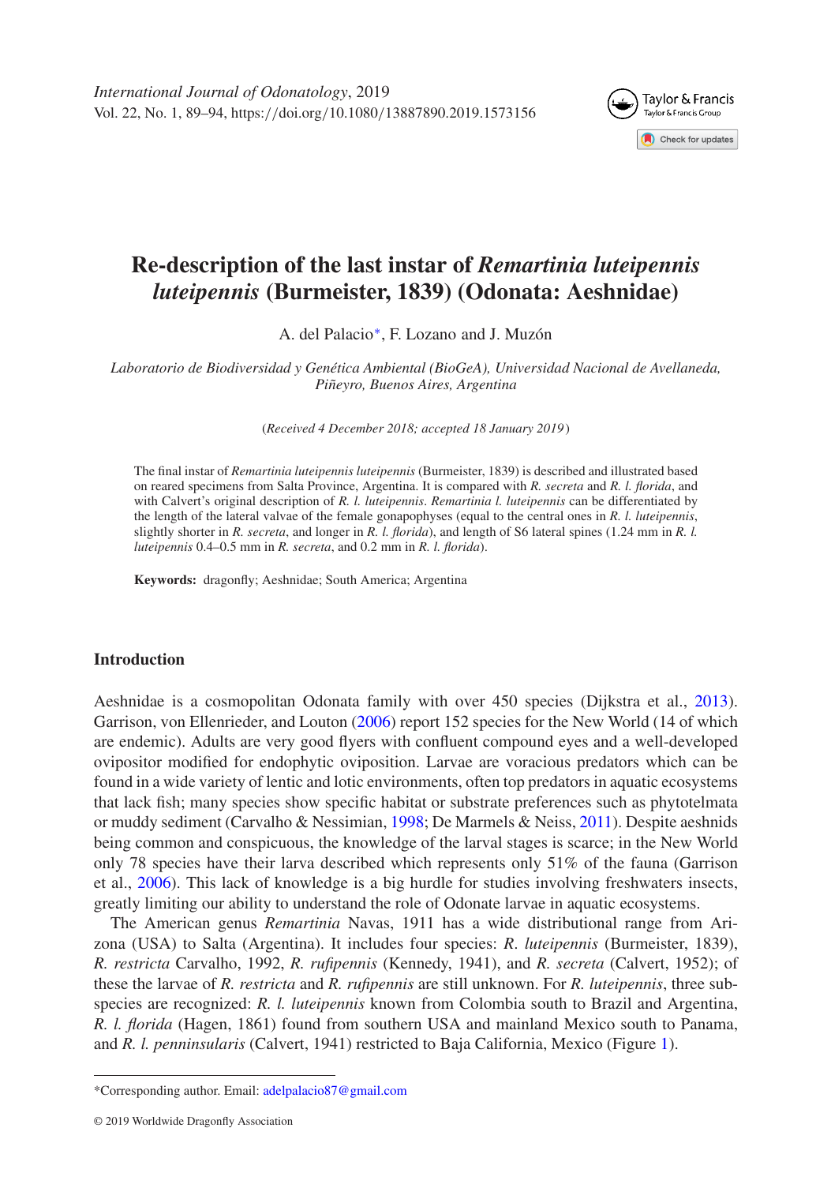# Re-description of the last instar of *Remartinia luteipennis luteipennis* (Burmeister, 1839) (Odonata: Aeshnidae)

A. del Palacio*, F. Lozano and J. Muzón

*Laboratorio de Biodiversidad y Genética Ambiental (BioGeA), Universidad Nacional de Avellaneda, Piñeyro, Buenos Aires, Argentina*

(*Received 4 December 2018; accepted 18 January 2019*)

The final instar of *Remartinia luteipennis luteipennis* (Burmeister, 1839) is described and illustrated based on reared specimens from Salta Province, Argentina. It is compared with *R. secreta* and *R. l. florida*, and with Calvert's original description of *R. l. luteipennis*. *Remartinia l. luteipennis* can be differentiated by the length of the lateral valvae of the female gonapophyses (equal to the central ones in *R. l. luteipennis*, slightly shorter in *R. secreta*, and longer in *R. l. florida*), and length of S6 lateral spines (1.24 mm in *R. l. luteipennis* 0.4–0.5 mm in *R. secreta*, and 0.2 mm in *R. l. florida*).

**Keywords:** dragonfly; Aeshnidae; South America; Argentina

## Introduction

Aeshnidae is a cosmopolitan Odonata family with over 450 species (Dijkstra et al., 2013). Garrison, von Ellenrieder, and Louton (2006) report 152 species for the New World (14 of which are endemic). Adults are very good flyers with confluent compound eyes and a well-developed ovipositor modified for endophytic oviposition. Larvae are voracious predators which can be found in a wide variety of lentic and lotic environments, often top predators in aquatic ecosystems that lack fish; many species show specific habitat or substrate preferences such as phytotelmata or muddy sediment (Carvalho & Nessimian, 1998; De Marmels & Neiss, 2011). Despite aeshnids being common and conspicuous, the knowledge of the larval stages is scarce; in the New World only 78 species have their larva described which represents only 51% of the fauna (Garrison et al., 2006). This lack of knowledge is a big hurdle for studies involving freshwaters insects, greatly limiting our ability to understand the role of Odonate larvae in aquatic ecosystems.

The American genus *Remartinia* Navas, 1911 has a wide distributional range from Arizona (USA) to Salta (Argentina). It includes four species: *R. luteipennis* (Burmeister, 1839), *R. restricta* Carvalho, 1992, *R. rufipennis* (Kennedy, 1941), and *R. secreta* (Calvert, 1952); of these the larvae of *R. restricta* and *R. rufipennis* are still unknown. For *R. luteipennis*, three subspecies are recognized: *R. l. luteipennis* known from Colombia south to Brazil and Argentina, *R. l. florida* (Hagen, 1861) found from southern USA and mainland Mexico south to Panama, and *R. l. penninsularis* (Calvert, 1941) restricted to Baja California, Mexico (Figure 1).

*Corresponding author. Email: adelpalacio87@gmail.com

© 2019 Worldwide Dragonfly Association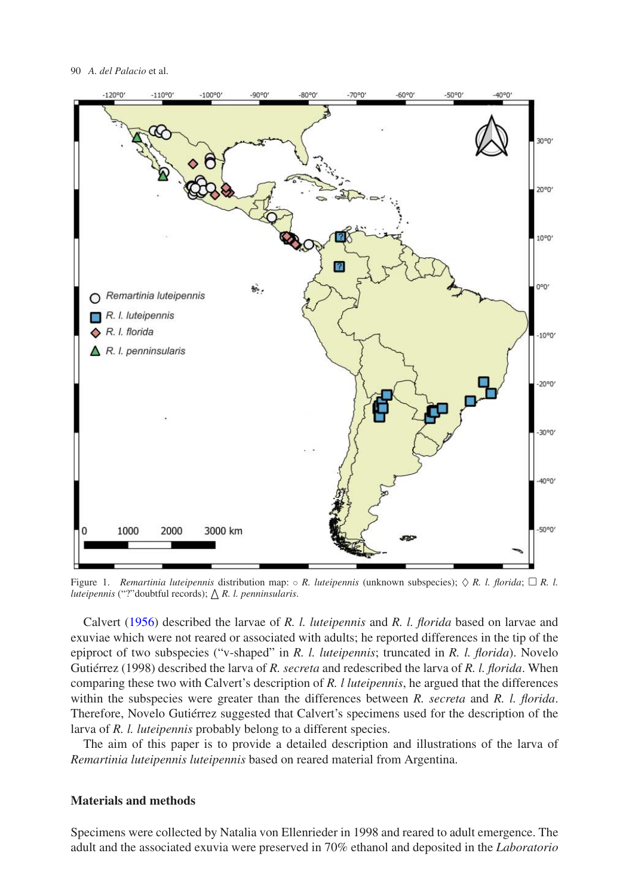Figure 1. *Remartinia luteipennis* distribution map: ○ *R. luteipennis* (unknown subspecies); ◇ *R. l. florida*; □ *R. l. luteipennis* ("?"doubtful records); △ *R. l. penninsularis*.

Calvert (1956) described the larvae of *R. l. luteipennis* and *R. l. florida* based on larvae and exuviae which were not reared or associated with adults; he reported differences in the tip of the epiproct of two subspecies ("v-shaped" in *R. l. luteipennis*; truncated in *R. l. florida*). Novelo Gutiérrez (1998) described the larva of *R. secreta* and redescribed the larva of *R. l. florida*. When comparing these two with Calvert's description of *R. l luteipennis*, he argued that the differences within the subspecies were greater than the differences between *R. secreta* and *R. l. florida*. Therefore, Novelo Gutiérrez suggested that Calvert's specimens used for the description of the larva of *R. l. luteipennis* probably belong to a different species.

The aim of this paper is to provide a detailed description and illustrations of the larva of *Remartinia luteipennis luteipennis* based on reared material from Argentina.

## Materials and methods

Specimens were collected by Natalia von Ellenrieder in 1998 and reared to adult emergence. The adult and the associated exuvia were preserved in 70% ethanol and deposited in the *Laboratorio*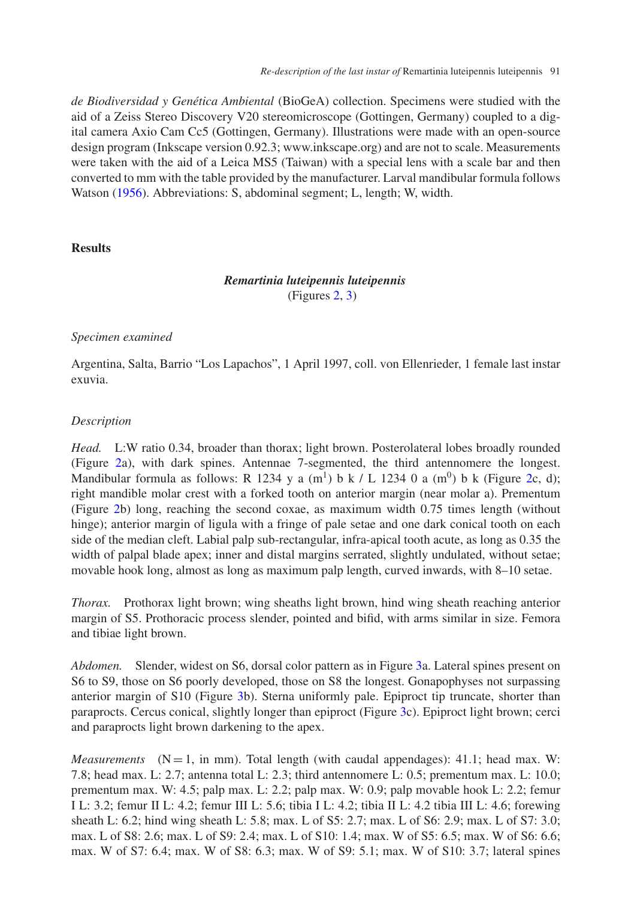*de Biodiversidad y Genética Ambiental* (BioGeA) collection. Specimens were studied with the aid of a Zeiss Stereo Discovery V20 stereomicroscope (Gottingen, Germany) coupled to a digital camera Axio Cam Cc5 (Gottingen, Germany). Illustrations were made with an open-source design program (Inkscape version 0.92.3; www.inkscape.org) and are not to scale. Measurements were taken with the aid of a Leica MS5 (Taiwan) with a special lens with a scale bar and then converted to mm with the table provided by the manufacturer. Larval mandibular formula follows Watson (1956). Abbreviations: S, abdominal segment; L, length; W, width.

## Results

### *Remartinia luteipennis luteipennis*

(Figures 2, 3)

#### *Specimen examined*

Argentina, Salta, Barrio "Los Lapachos", 1 April 1997, coll. von Ellenrieder, 1 female last instar exuvia.

#### *Description*

*Head.* L:W ratio 0.34, broader than thorax; light brown. Posterolateral lobes broadly rounded (Figure 2a), with dark spines. Antennae 7-segmented, the third antennomere the longest. Mandibular formula as follows: R 1234 y a ($m^1$) b k / L 1234 0 a ($m^0$) b k (Figure 2c, d); right mandible molar crest with a forked tooth on anterior margin (near molar a). Prementum (Figure 2b) long, reaching the second coxae, as maximum width 0.75 times length (without hinge); anterior margin of ligula with a fringe of pale setae and one dark conical tooth on each side of the median cleft. Labial palp sub-rectangular, infra-apical tooth acute, as long as 0.35 the width of palpal blade apex; inner and distal margins serrated, slightly undulated, without setae; movable hook long, almost as long as maximum palp length, curved inwards, with 8–10 setae.

*Thorax.* Prothorax light brown; wing sheaths light brown, hind wing sheath reaching anterior margin of S5. Prothoracic process slender, pointed and bifid, with arms similar in size. Femora and tibiae light brown.

*Abdomen.* Slender, widest on S6, dorsal color pattern as in Figure 3a. Lateral spines present on S6 to S9, those on S6 poorly developed, those on S8 the longest. Gonapophyses not surpassing anterior margin of S10 (Figure 3b). Sterna uniformly pale. Epiproct tip truncate, shorter than paraprocts. Cercus conical, slightly longer than epiproct (Figure 3c). Epiproct light brown; cerci and paraprocts light brown darkening to the apex.

*Measurements* (N = 1, in mm). Total length (with caudal appendages): 41.1; head max. W: 7.8; head max. L: 2.7; antenna total L: 2.3; third antennomere L: 0.5; prementum max. L: 10.0; prementum max. W: 4.5; palp max. L: 2.2; palp max. W: 0.9; palp movable hook L: 2.2; femur I L: 3.2; femur II L: 4.2; femur III L: 5.6; tibia I L: 4.2; tibia II L: 4.2 tibia III L: 4.6; forewing sheath L: 6.2; hind wing sheath L: 5.8; max. L of S5: 2.7; max. L of S6: 2.9; max. L of S7: 3.0; max. L of S8: 2.6; max. L of S9: 2.4; max. L of S10: 1.4; max. W of S5: 6.5; max. W of S6: 6.6; max. W of S7: 6.4; max. W of S8: 6.3; max. W of S9: 5.1; max. W of S10: 3.7; lateral spines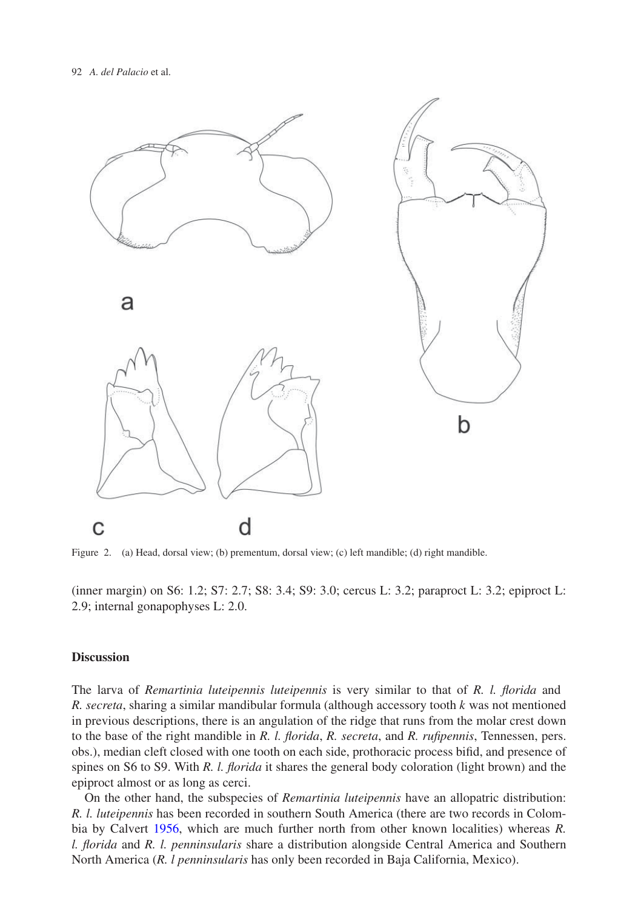Figure 2. (a) Head, dorsal view; (b) prementum, dorsal view; (c) left mandible; (d) right mandible.

(inner margin) on S6: 1.2; S7: 2.7; S8: 3.4; S9: 3.0; cercus L: 3.2; paraproct L: 3.2; epiproct L: 2.9; internal gonapophyses L: 2.0.

## Discussion

The larva of *Remartinia luteipennis luteipennis* is very similar to that of *R. l. florida* and *R. secreta*, sharing a similar mandibular formula (although accessory tooth *k* was not mentioned in previous descriptions, there is an angulation of the ridge that runs from the molar crest down to the base of the right mandible in *R. l. florida*, *R. secreta*, and *R. rufipennis*, Tennessen, pers. obs.), median cleft closed with one tooth on each side, prothoracic process bifid, and presence of spines on S6 to S9. With *R. l. florida* it shares the general body coloration (light brown) and the epiproct almost or as long as cerci.

On the other hand, the subspecies of *Remartinia luteipennis* have an allopatric distribution: *R. l. luteipennis* has been recorded in southern South America (there are two records in Colombia by Calvert 1956, which are much further north from other known localities) whereas *R. l. florida* and *R. l. penninsularis* share a distribution alongside Central America and Southern North America (*R. l penninsularis* has only been recorded in Baja California, Mexico).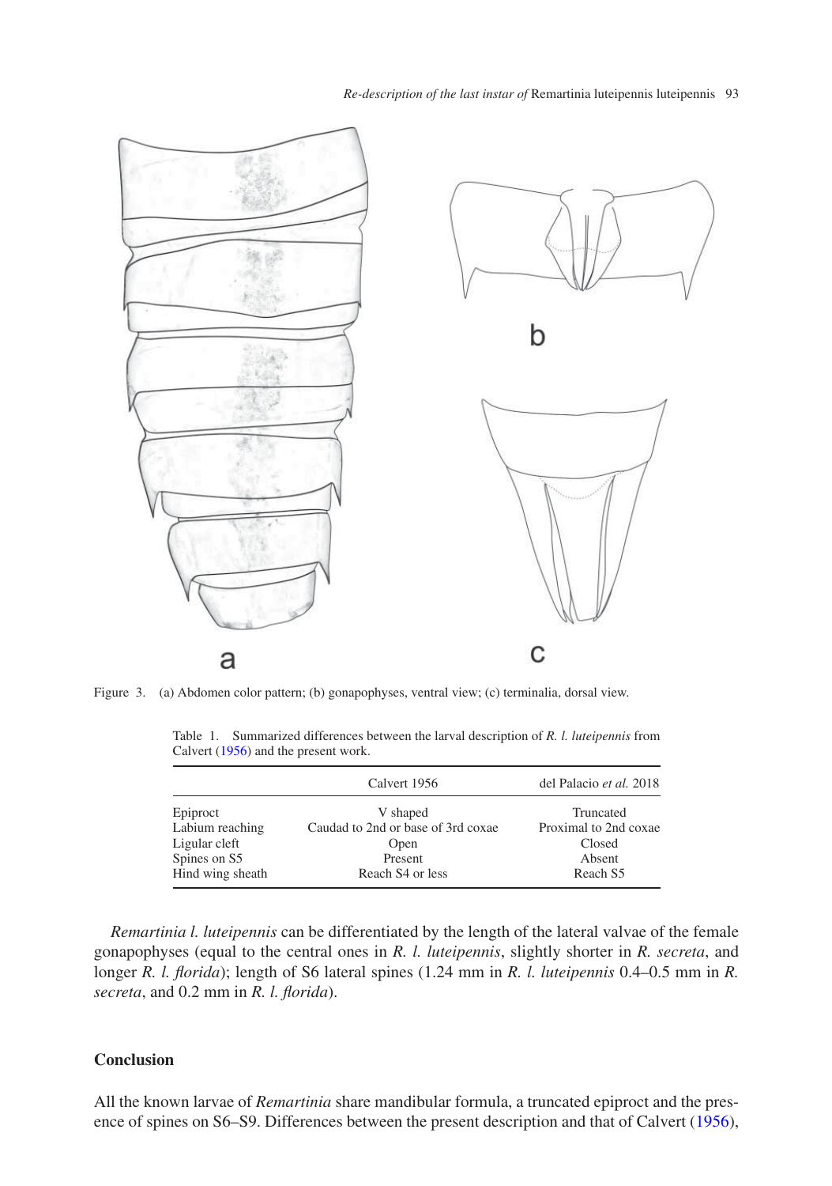Figure 3. (a) Abdomen color pattern; (b) gonapophyses, ventral view; (c) terminalia, dorsal view.

Table 1. Summarized differences between the larval description of *R. l. luteipennis* from Calvert (1956) and the present work.

| | Calvert 1956 | del Palacio *et al.* 2018 |
|---|---|---|
| Epiproct | V shaped | Truncated |
| Labium reaching | Caudad to 2nd or base of 3rd coxae | Proximal to 2nd coxae |
| Ligular cleft | Open | Closed |
| Spines on S5 | Present | Absent |
| Hind wing sheath | Reach S4 or less | Reach S5 |

*Remartinia l. luteipennis* can be differentiated by the length of the lateral valvae of the female gonapophyses (equal to the central ones in *R. l. luteipennis*, slightly shorter in *R. secreta*, and longer *R. l. florida*); length of S6 lateral spines (1.24 mm in *R. l. luteipennis* 0.4–0.5 mm in *R. secreta*, and 0.2 mm in *R. l. florida*).

## Conclusion

All the known larvae of *Remartinia* share mandibular formula, a truncated epiproct and the presence of spines on S6–S9. Differences between the present description and that of Calvert (1956),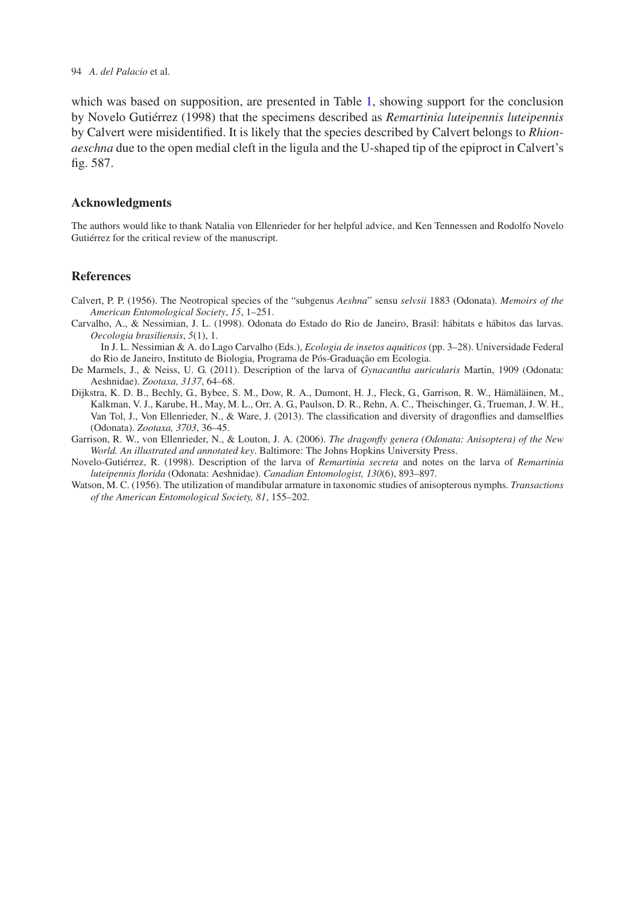which was based on supposition, are presented in Table 1, showing support for the conclusion by Novelo Gutiérrez (1998) that the specimens described as *Remartinia luteipennis luteipennis* by Calvert were misidentified. It is likely that the species described by Calvert belongs to *Rhionaeschna* due to the open medial cleft in the ligula and the U-shaped tip of the epiproct in Calvert's fig. 587.

## Acknowledgments

The authors would like to thank Natalia von Ellenrieder for her helpful advice, and Ken Tennessen and Rodolfo Novelo Gutiérrez for the critical review of the manuscript.

## References

Calvert, P. P. (1956). The Neotropical species of the "subgenus *Aeshna*" sensu *selvsii* 1883 (Odonata). *Memoirs of the American Entomological Society*, *15*, 1–251.

Carvalho, A., & Nessimian, J. L. (1998). Odonata do Estado do Rio de Janeiro, Brasil: hábitats e hábitos das larvas. *Oecologia brasiliensis*, *5*(1), 1.
In J. L. Nessimian & A. do Lago Carvalho (Eds.), *Ecologia de insetos aquáticos* (pp. 3–28). Universidade Federal do Rio de Janeiro, Instituto de Biologia, Programa de Pós-Graduação em Ecologia.

De Marmels, J., & Neiss, U. G. (2011). Description of the larva of *Gynacantha auricularis* Martin, 1909 (Odonata: Aeshnidae). *Zootaxa, 3137*, 64–68.

Dijkstra, K. D. B., Bechly, G., Bybee, S. M., Dow, R. A., Dumont, H. J., Fleck, G., Garrison, R. W., Hämäläinen, M., Kalkman, V. J., Karube, H., May, M. L., Orr, A. G., Paulson, D. R., Rehn, A. C., Theischinger, G., Trueman, J. W. H., Van Tol, J., Von Ellenrieder, N., & Ware, J. (2013). The classification and diversity of dragonflies and damselflies (Odonata). *Zootaxa, 3703*, 36–45.

Garrison, R. W., von Ellenrieder, N., & Louton, J. A. (2006). *The dragonfly genera (Odonata: Anisoptera) of the New World. An illustrated and annotated key*. Baltimore: The Johns Hopkins University Press.

Novelo-Gutiérrez, R. (1998). Description of the larva of *Remartinia secreta* and notes on the larva of *Remartinia luteipennis florida* (Odonata: Aeshnidae). *Canadian Entomologist, 130*(6), 893–897.

Watson, M. C. (1956). The utilization of mandibular armature in taxonomic studies of anisopterous nymphs. *Transactions of the American Entomological Society, 81*, 155–202.